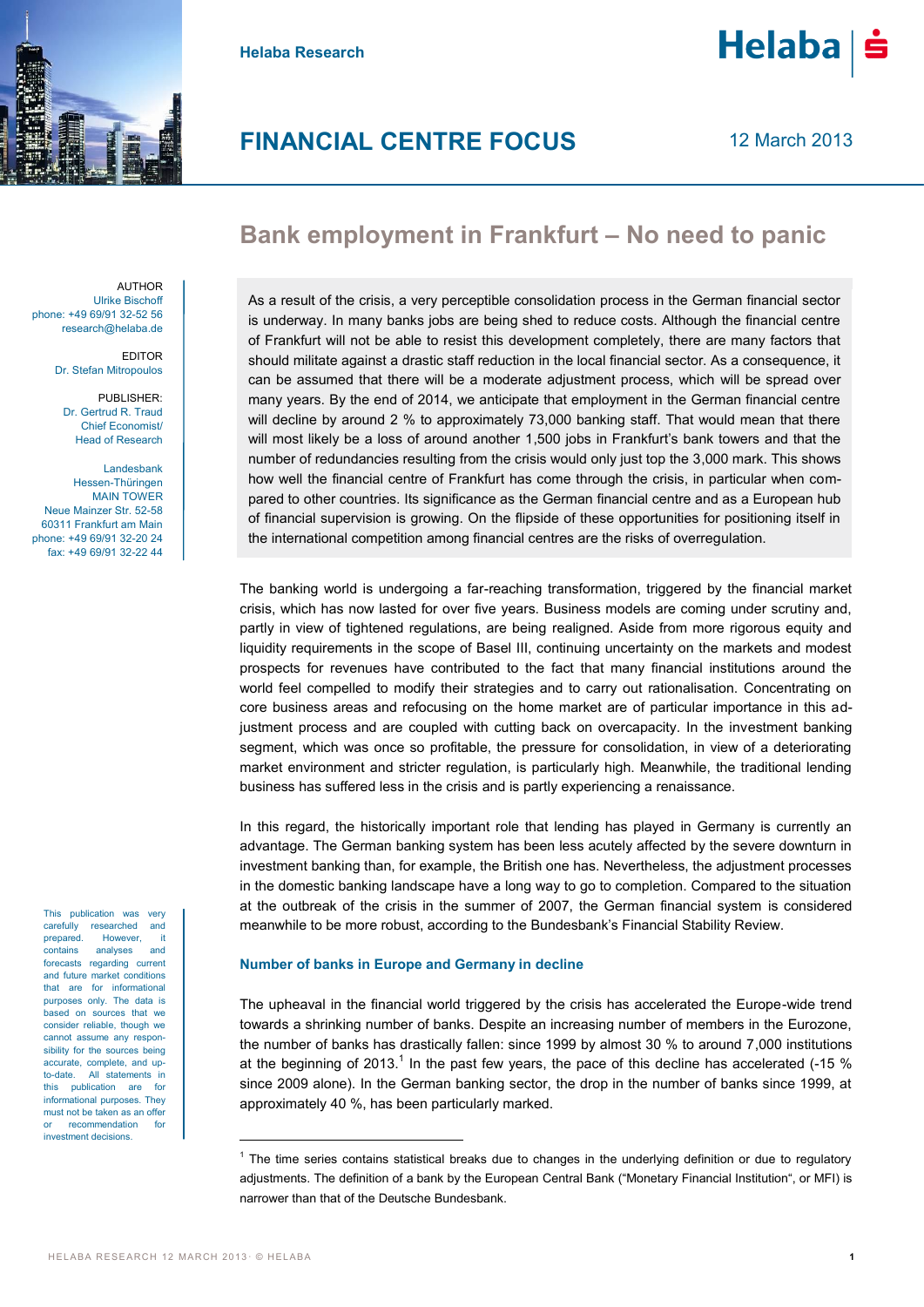Helaba Research

# FINANCIAL CENTRE FOCUS

12 March 2013

## Bank employment in Frankfurt – No need to panic

AUTHOR
Ulrike Bischoff
phone: +49 69/91 32-52 56
research@helaba.de

EDITOR
Dr. Stefan Mitropoulos

PUBLISHER:
Dr. Gertrud R. Traud
Chief Economist/
Head of Research

Landesbank
Hessen-Thüringen
MAIN TOWER
Neue Mainzer Str. 52-58
60311 Frankfurt am Main
phone: +49 69/91 32-20 24
fax: +49 69/91 32-22 44

As a result of the crisis, a very perceptible consolidation process in the German financial sector is underway. In many banks jobs are being shed to reduce costs. Although the financial centre of Frankfurt will not be able to resist this development completely, there are many factors that should militate against a drastic staff reduction in the local financial sector. As a consequence, it can be assumed that there will be a moderate adjustment process, which will be spread over many years. By the end of 2014, we anticipate that employment in the German financial centre will decline by around 2 % to approximately 73,000 banking staff. That would mean that there will most likely be a loss of around another 1,500 jobs in Frankfurt's bank towers and that the number of redundancies resulting from the crisis would only just top the 3,000 mark. This shows how well the financial centre of Frankfurt has come through the crisis, in particular when compared to other countries. Its significance as the German financial centre and as a European hub of financial supervision is growing. On the flipside of these opportunities for positioning itself in the international competition among financial centres are the risks of overregulation.

The banking world is undergoing a far-reaching transformation, triggered by the financial market crisis, which has now lasted for over five years. Business models are coming under scrutiny and, partly in view of tightened regulations, are being realigned. Aside from more rigorous equity and liquidity requirements in the scope of Basel III, continuing uncertainty on the markets and modest prospects for revenues have contributed to the fact that many financial institutions around the world feel compelled to modify their strategies and to carry out rationalisation. Concentrating on core business areas and refocusing on the home market are of particular importance in this adjustment process and are coupled with cutting back on overcapacity. In the investment banking segment, which was once so profitable, the pressure for consolidation, in view of a deteriorating market environment and stricter regulation, is particularly high. Meanwhile, the traditional lending business has suffered less in the crisis and is partly experiencing a renaissance.

In this regard, the historically important role that lending has played in Germany is currently an advantage. The German banking system has been less acutely affected by the severe downturn in investment banking than, for example, the British one has. Nevertheless, the adjustment processes in the domestic banking landscape have a long way to go to completion. Compared to the situation at the outbreak of the crisis in the summer of 2007, the German financial system is considered meanwhile to be more robust, according to the Bundesbank's Financial Stability Review.

This publication was very carefully researched and prepared. However, it contains analyses and forecasts regarding current and future market conditions that are for informational purposes only. The data is based on sources that we consider reliable, though we cannot assume any responsibility for the sources being accurate, complete, and up-to-date. All statements in this publication are for informational purposes. They must not be taken as an offer or recommendation for investment decisions.

### Number of banks in Europe and Germany in decline

The upheaval in the financial world triggered by the crisis has accelerated the Europe-wide trend towards a shrinking number of banks. Despite an increasing number of members in the Eurozone, the number of banks has drastically fallen: since 1999 by almost 30 % to around 7,000 institutions at the beginning of 2013.[1] In the past few years, the pace of this decline has accelerated (-15 % since 2009 alone). In the German banking sector, the drop in the number of banks since 1999, at approximately 40 %, has been particularly marked.

[1] The time series contains statistical breaks due to changes in the underlying definition or due to regulatory adjustments. The definition of a bank by the European Central Bank ("Monetary Financial Institution", or MFI) is narrower than that of the Deutsche Bundesbank.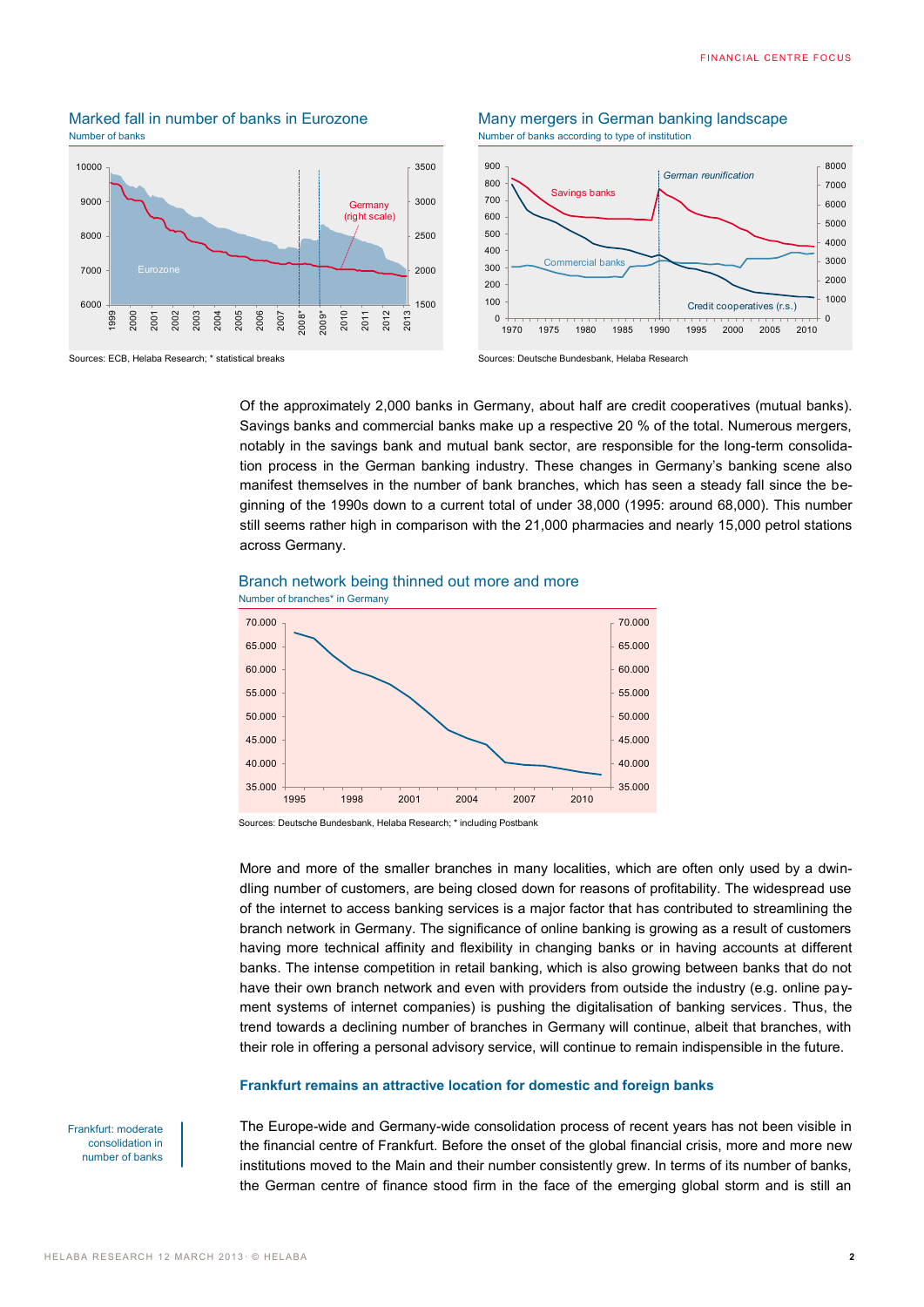**Marked fall in number of banks in Eurozone**
Number of banks

Sources: ECB, Helaba Research; * statistical breaks

**Many mergers in German banking landscape**
Number of banks according to type of institution

Sources: Deutsche Bundesbank, Helaba Research

Of the approximately 2,000 banks in Germany, about half are credit cooperatives (mutual banks). Savings banks and commercial banks make up a respective 20 % of the total. Numerous mergers, notably in the savings bank and mutual bank sector, are responsible for the long-term consolidation process in the German banking industry. These changes in Germany's banking scene also manifest themselves in the number of bank branches, which has seen a steady fall since the beginning of the 1990s down to a current total of under 38,000 (1995: around 68,000). This number still seems rather high in comparison with the 21,000 pharmacies and nearly 15,000 petrol stations across Germany.

**Branch network being thinned out more and more**
Number of branches* in Germany

Sources: Deutsche Bundesbank, Helaba Research; * including Postbank

More and more of the smaller branches in many localities, which are often only used by a dwindling number of customers, are being closed down for reasons of profitability. The widespread use of the internet to access banking services is a major factor that has contributed to streamlining the branch network in Germany. The significance of online banking is growing as a result of customers having more technical affinity and flexibility in changing banks or in having accounts at different banks. The intense competition in retail banking, which is also growing between banks that do not have their own branch network and even with providers from outside the industry (e.g. online payment systems of internet companies) is pushing the digitalisation of banking services. Thus, the trend towards a declining number of branches in Germany will continue, albeit that branches, with their role in offering a personal advisory service, will continue to remain indispensible in the future.

### Frankfurt remains an attractive location for domestic and foreign banks

Frankfurt: moderate consolidation in number of banks

The Europe-wide and Germany-wide consolidation process of recent years has not been visible in the financial centre of Frankfurt. Before the onset of the global financial crisis, more and more new institutions moved to the Main and their number consistently grew. In terms of its number of banks, the German centre of finance stood firm in the face of the emerging global storm and is still an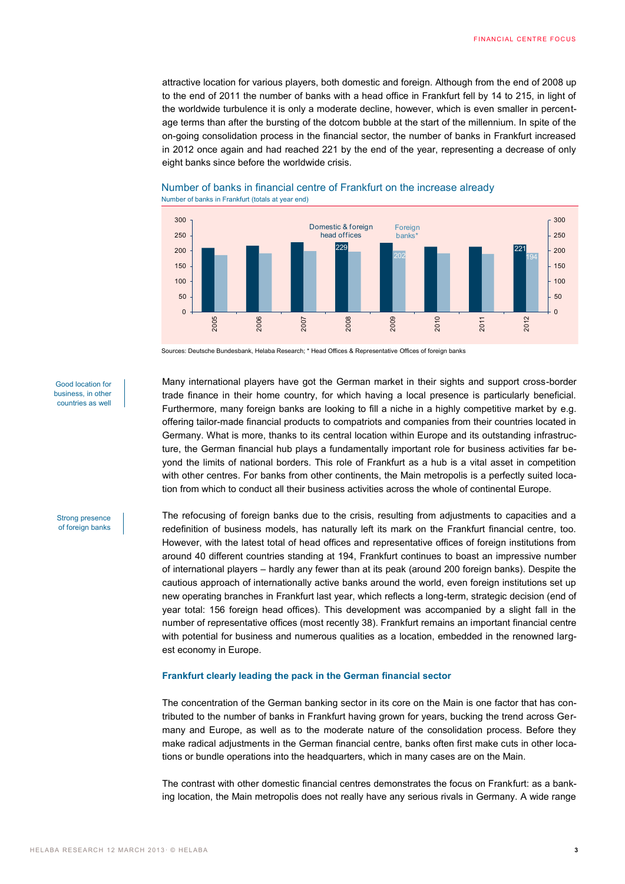attractive location for various players, both domestic and foreign. Although from the end of 2008 up to the end of 2011 the number of banks with a head office in Frankfurt fell by 14 to 215, in light of the worldwide turbulence it is only a moderate decline, however, which is even smaller in percentage terms than after the bursting of the dotcom bubble at the start of the millennium. In spite of the on-going consolidation process in the financial sector, the number of banks in Frankfurt increased in 2012 once again and had reached 221 by the end of the year, representing a decrease of only eight banks since before the worldwide crisis.

Number of banks in financial centre of Frankfurt on the increase already

Number of banks in Frankfurt (totals at year end)

Domestic & foreign head offices; Foreign banks*

2008: 229; 2009: 202; 2012: 221, 194

Sources: Deutsche Bundesbank, Helaba Research; * Head Offices & Representative Offices of foreign banks

Good location for business, in other countries as well

Many international players have got the German market in their sights and support cross-border trade finance in their home country, for which having a local presence is particularly beneficial. Furthermore, many foreign banks are looking to fill a niche in a highly competitive market by e.g. offering tailor-made financial products to compatriots and companies from their countries located in Germany. What is more, thanks to its central location within Europe and its outstanding infrastructure, the German financial hub plays a fundamentally important role for business activities far beyond the limits of national borders. This role of Frankfurt as a hub is a vital asset in competition with other centres. For banks from other continents, the Main metropolis is a perfectly suited location from which to conduct all their business activities across the whole of continental Europe.

Strong presence of foreign banks

The refocusing of foreign banks due to the crisis, resulting from adjustments to capacities and a redefinition of business models, has naturally left its mark on the Frankfurt financial centre, too. However, with the latest total of head offices and representative offices of foreign institutions from around 40 different countries standing at 194, Frankfurt continues to boast an impressive number of international players – hardly any fewer than at its peak (around 200 foreign banks). Despite the cautious approach of internationally active banks around the world, even foreign institutions set up new operating branches in Frankfurt last year, which reflects a long-term, strategic decision (end of year total: 156 foreign head offices). This development was accompanied by a slight fall in the number of representative offices (most recently 38). Frankfurt remains an important financial centre with potential for business and numerous qualities as a location, embedded in the renowned largest economy in Europe.

### Frankfurt clearly leading the pack in the German financial sector

The concentration of the German banking sector in its core on the Main is one factor that has contributed to the number of banks in Frankfurt having grown for years, bucking the trend across Germany and Europe, as well as to the moderate nature of the consolidation process. Before they make radical adjustments in the German financial centre, banks often first make cuts in other locations or bundle operations into the headquarters, which in many cases are on the Main.

The contrast with other domestic financial centres demonstrates the focus on Frankfurt: as a banking location, the Main metropolis does not really have any serious rivals in Germany. A wide range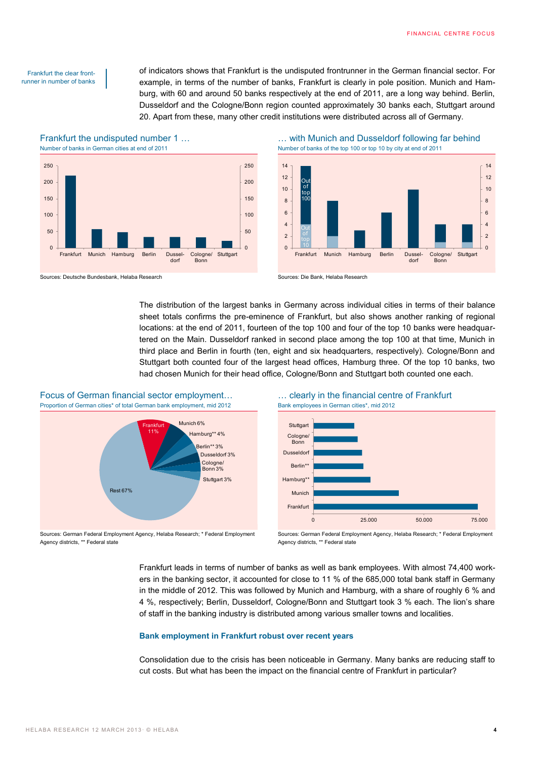Frankfurt the clear front-runner in number of banks

of indicators shows that Frankfurt is the undisputed frontrunner in the German financial sector. For example, in terms of the number of banks, Frankfurt is clearly in pole position. Munich and Hamburg, with 60 and around 50 banks respectively at the end of 2011, are a long way behind. Berlin, Dusseldorf and the Cologne/Bonn region counted approximately 30 banks each, Stuttgart around 20. Apart from these, many other credit institutions were distributed across all of Germany.

### Frankfurt the undisputed number 1 …

Number of banks in German cities at end of 2011

Sources: Deutsche Bundesbank, Helaba Research

### … with Munich and Dusseldorf following far behind

Number of banks of the top 100 or top 10 by city at end of 2011

Sources: Die Bank, Helaba Research

The distribution of the largest banks in Germany across individual cities in terms of their balance sheet totals confirms the pre-eminence of Frankfurt, but also shows another ranking of regional locations: at the end of 2011, fourteen of the top 100 and four of the top 10 banks were headquartered on the Main. Dusseldorf ranked in second place among the top 100 at that time, Munich in third place and Berlin in fourth (ten, eight and six headquarters, respectively). Cologne/Bonn and Stuttgart both counted four of the largest head offices, Hamburg three. Of the top 10 banks, two had chosen Munich for their head office, Cologne/Bonn and Stuttgart both counted one each.

### Focus of German financial sector employment…

Proportion of German cities* of total German bank employment, mid 2012

Sources: German Federal Employment Agency, Helaba Research; * Federal Employment Agency districts, ** Federal state

### … clearly in the financial centre of Frankfurt

Bank employees in German cities*, mid 2012

Sources: German Federal Employment Agency, Helaba Research; * Federal Employment Agency districts, ** Federal state

Frankfurt leads in terms of number of banks as well as bank employees. With almost 74,400 workers in the banking sector, it accounted for close to 11 % of the 685,000 total bank staff in Germany in the middle of 2012. This was followed by Munich and Hamburg, with a share of roughly 6 % and 4 %, respectively; Berlin, Dusseldorf, Cologne/Bonn and Stuttgart took 3 % each. The lion's share of staff in the banking industry is distributed among various smaller towns and localities.

**Bank employment in Frankfurt robust over recent years**

Consolidation due to the crisis has been noticeable in Germany. Many banks are reducing staff to cut costs. But what has been the impact on the financial centre of Frankfurt in particular?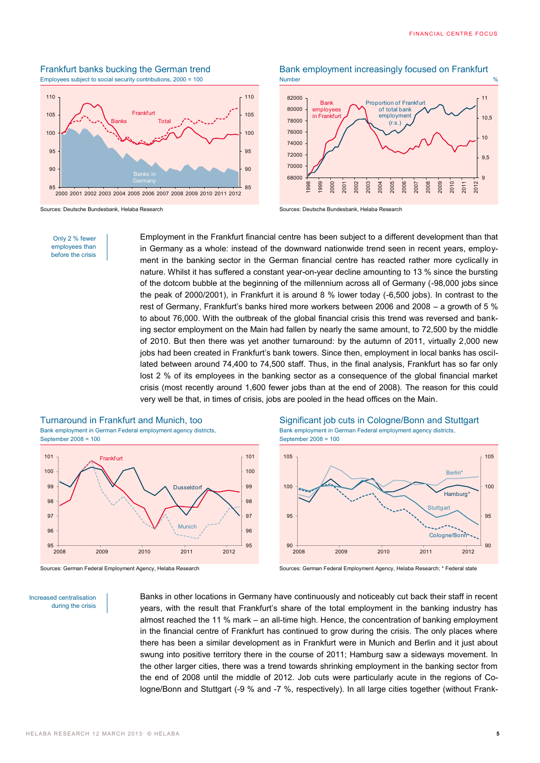### Frankfurt banks bucking the German trend

Employees subject to social security contributions, 2000 = 100

Sources: Deutsche Bundesbank, Helaba Research

### Bank employment increasingly focused on Frankfurt

Number %

Sources: Deutsche Bundesbank, Helaba Research

*Only 2 % fewer employees than before the crisis*

Employment in the Frankfurt financial centre has been subject to a different development than that in Germany as a whole: instead of the downward nationwide trend seen in recent years, employment in the banking sector in the German financial centre has reacted rather more cyclically in nature. Whilst it has suffered a constant year-on-year decline amounting to 13 % since the bursting of the dotcom bubble at the beginning of the millennium across all of Germany (-98,000 jobs since the peak of 2000/2001), in Frankfurt it is around 8 % lower today (-6,500 jobs). In contrast to the rest of Germany, Frankfurt's banks hired more workers between 2006 and 2008 – a growth of 5 % to about 76,000. With the outbreak of the global financial crisis this trend was reversed and banking sector employment on the Main had fallen by nearly the same amount, to 72,500 by the middle of 2010. But then there was yet another turnaround: by the autumn of 2011, virtually 2,000 new jobs had been created in Frankfurt's bank towers. Since then, employment in local banks has oscillated between around 74,400 to 74,500 staff. Thus, in the final analysis, Frankfurt has so far only lost 2 % of its employees in the banking sector as a consequence of the global financial market crisis (most recently around 1,600 fewer jobs than at the end of 2008). The reason for this could very well be that, in times of crisis, jobs are pooled in the head offices on the Main.

### Turnaround in Frankfurt and Munich, too

Bank employment in German Federal employment agency districts, September 2008 = 100

Sources: German Federal Employment Agency, Helaba Research

### Significant job cuts in Cologne/Bonn and Stuttgart

Bank employment in German Federal employment agency districts, September 2008 = 100

Sources: German Federal Employment Agency, Helaba Research; * Federal state

*Increased centralisation during the crisis*

Banks in other locations in Germany have continuously and noticeably cut back their staff in recent years, with the result that Frankfurt's share of the total employment in the banking industry has almost reached the 11 % mark – an all-time high. Hence, the concentration of banking employment in the financial centre of Frankfurt has continued to grow during the crisis. The only places where there has been a similar development as in Frankfurt were in Munich and Berlin and it just about swung into positive territory there in the course of 2011; Hamburg saw a sideways movement. In the other larger cities, there was a trend towards shrinking employment in the banking sector from the end of 2008 until the middle of 2012. Job cuts were particularly acute in the regions of Cologne/Bonn and Stuttgart (-9 % and -7 %, respectively). In all large cities together (without Frank-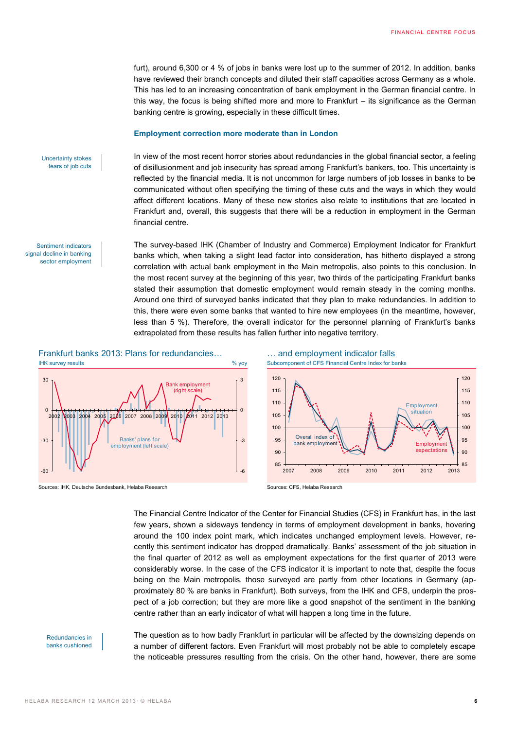furt), around 6,300 or 4 % of jobs in banks were lost up to the summer of 2012. In addition, banks have reviewed their branch concepts and diluted their staff capacities across Germany as a whole. This has led to an increasing concentration of bank employment in the German financial centre. In this way, the focus is being shifted more and more to Frankfurt – its significance as the German banking centre is growing, especially in these difficult times.

### Employment correction more moderate than in London

*Uncertainty stokes fears of job cuts*

In view of the most recent horror stories about redundancies in the global financial sector, a feeling of disillusionment and job insecurity has spread among Frankfurt's bankers, too. This uncertainty is reflected by the financial media. It is not uncommon for large numbers of job losses in banks to be communicated without often specifying the timing of these cuts and the ways in which they would affect different locations. Many of these new stories also relate to institutions that are located in Frankfurt and, overall, this suggests that there will be a reduction in employment in the German financial centre.

*Sentiment indicators signal decline in banking sector employment*

The survey-based IHK (Chamber of Industry and Commerce) Employment Indicator for Frankfurt banks which, when taking a slight lead factor into consideration, has hitherto displayed a strong correlation with actual bank employment in the Main metropolis, also points to this conclusion. In the most recent survey at the beginning of this year, two thirds of the participating Frankfurt banks stated their assumption that domestic employment would remain steady in the coming months. Around one third of surveyed banks indicated that they plan to make redundancies. In addition to this, there were even some banks that wanted to hire new employees (in the meantime, however, less than 5 %). Therefore, the overall indicator for the personnel planning of Frankfurt's banks extrapolated from these results has fallen further into negative territory.

**Frankfurt banks 2013: Plans for redundancies…**
IHK survey results — % yoy

Sources: IHK, Deutsche Bundesbank, Helaba Research

**… and employment indicator falls**
Subcomponent of CFS Financial Centre Index for banks

Sources: CFS, Helaba Research

The Financial Centre Indicator of the Center for Financial Studies (CFS) in Frankfurt has, in the last few years, shown a sideways tendency in terms of employment development in banks, hovering around the 100 index point mark, which indicates unchanged employment levels. However, recently this sentiment indicator has dropped dramatically. Banks' assessment of the job situation in the final quarter of 2012 as well as employment expectations for the first quarter of 2013 were considerably worse. In the case of the CFS indicator it is important to note that, despite the focus being on the Main metropolis, those surveyed are partly from other locations in Germany (approximately 80 % are banks in Frankfurt). Both surveys, from the IHK and CFS, underpin the prospect of a job correction; but they are more like a good snapshot of the sentiment in the banking centre rather than an early indicator of what will happen a long time in the future.

*Redundancies in banks cushioned*

The question as to how badly Frankfurt in particular will be affected by the downsizing depends on a number of different factors. Even Frankfurt will most probably not be able to completely escape the noticeable pressures resulting from the crisis. On the other hand, however, there are some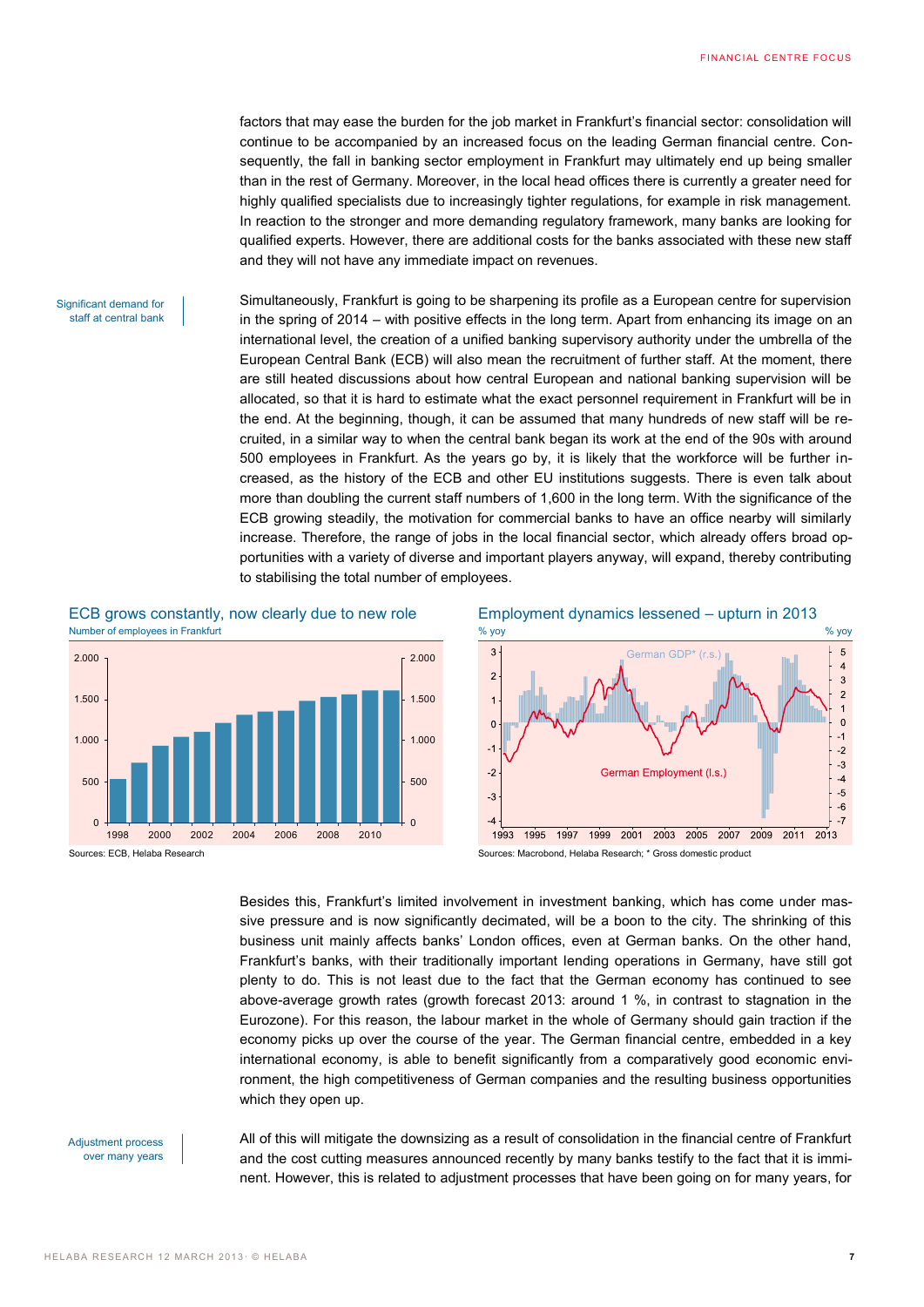factors that may ease the burden for the job market in Frankfurt's financial sector: consolidation will continue to be accompanied by an increased focus on the leading German financial centre. Consequently, the fall in banking sector employment in Frankfurt may ultimately end up being smaller than in the rest of Germany. Moreover, in the local head offices there is currently a greater need for highly qualified specialists due to increasingly tighter regulations, for example in risk management. In reaction to the stronger and more demanding regulatory framework, many banks are looking for qualified experts. However, there are additional costs for the banks associated with these new staff and they will not have any immediate impact on revenues.

Significant demand for staff at central bank

Simultaneously, Frankfurt is going to be sharpening its profile as a European centre for supervision in the spring of 2014 – with positive effects in the long term. Apart from enhancing its image on an international level, the creation of a unified banking supervisory authority under the umbrella of the European Central Bank (ECB) will also mean the recruitment of further staff. At the moment, there are still heated discussions about how central European and national banking supervision will be allocated, so that it is hard to estimate what the exact personnel requirement in Frankfurt will be in the end. At the beginning, though, it can be assumed that many hundreds of new staff will be recruited, in a similar way to when the central bank began its work at the end of the 90s with around 500 employees in Frankfurt. As the years go by, it is likely that the workforce will be further increased, as the history of the ECB and other EU institutions suggests. There is even talk about more than doubling the current staff numbers of 1,600 in the long term. With the significance of the ECB growing steadily, the motivation for commercial banks to have an office nearby will similarly increase. Therefore, the range of jobs in the local financial sector, which already offers broad opportunities with a variety of diverse and important players anyway, will expand, thereby contributing to stabilising the total number of employees.

**ECB grows constantly, now clearly due to new role**

Number of employees in Frankfurt

Sources: ECB, Helaba Research

**Employment dynamics lessened – upturn in 2013**

% yoy

Sources: Macrobond, Helaba Research; * Gross domestic product

Besides this, Frankfurt's limited involvement in investment banking, which has come under massive pressure and is now significantly decimated, will be a boon to the city. The shrinking of this business unit mainly affects banks' London offices, even at German banks. On the other hand, Frankfurt's banks, with their traditionally important lending operations in Germany, have still got plenty to do. This is not least due to the fact that the German economy has continued to see above-average growth rates (growth forecast 2013: around 1 %, in contrast to stagnation in the Eurozone). For this reason, the labour market in the whole of Germany should gain traction if the economy picks up over the course of the year. The German financial centre, embedded in a key international economy, is able to benefit significantly from a comparatively good economic environment, the high competitiveness of German companies and the resulting business opportunities which they open up.

Adjustment process over many years

All of this will mitigate the downsizing as a result of consolidation in the financial centre of Frankfurt and the cost cutting measures announced recently by many banks testify to the fact that it is imminent. However, this is related to adjustment processes that have been going on for many years, for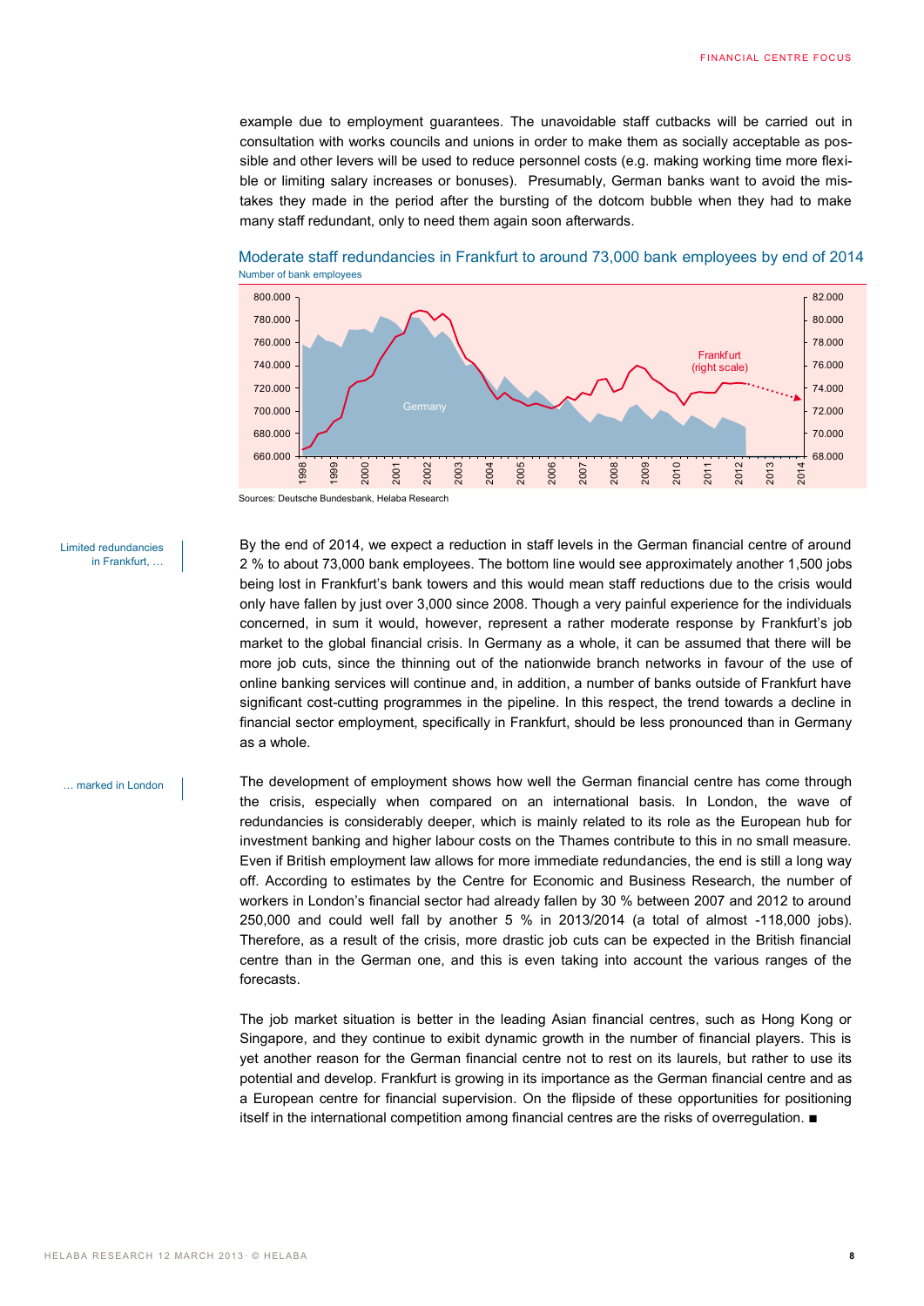example due to employment guarantees. The unavoidable staff cutbacks will be carried out in consultation with works councils and unions in order to make them as socially acceptable as possible and other levers will be used to reduce personnel costs (e.g. making working time more flexible or limiting salary increases or bonuses). Presumably, German banks want to avoid the mistakes they made in the period after the bursting of the dotcom bubble when they had to make many staff redundant, only to need them again soon afterwards.

### Moderate staff redundancies in Frankfurt to around 73,000 bank employees by end of 2014

Number of bank employees

800.000
780.000
760.000
740.000
720.000
700.000
680.000
660.000

82.000
80.000
78.000
76.000
74.000
72.000
70.000
68.000

1998 1999 2000 2001 2002 2003 2004 2005 2006 2007 2008 2009 2010 2011 2012 2013 2014

Germany

Frankfurt (right scale)

Sources: Deutsche Bundesbank, Helaba Research

*Limited redundancies in Frankfurt, …*

By the end of 2014, we expect a reduction in staff levels in the German financial centre of around 2 % to about 73,000 bank employees. The bottom line would see approximately another 1,500 jobs being lost in Frankfurt's bank towers and this would mean staff reductions due to the crisis would only have fallen by just over 3,000 since 2008. Though a very painful experience for the individuals concerned, in sum it would, however, represent a rather moderate response by Frankfurt's job market to the global financial crisis. In Germany as a whole, it can be assumed that there will be more job cuts, since the thinning out of the nationwide branch networks in favour of the use of online banking services will continue and, in addition, a number of banks outside of Frankfurt have significant cost-cutting programmes in the pipeline. In this respect, the trend towards a decline in financial sector employment, specifically in Frankfurt, should be less pronounced than in Germany as a whole.

*… marked in London*

The development of employment shows how well the German financial centre has come through the crisis, especially when compared on an international basis. In London, the wave of redundancies is considerably deeper, which is mainly related to its role as the European hub for investment banking and higher labour costs on the Thames contribute to this in no small measure. Even if British employment law allows for more immediate redundancies, the end is still a long way off. According to estimates by the Centre for Economic and Business Research, the number of workers in London's financial sector had already fallen by 30 % between 2007 and 2012 to around 250,000 and could well fall by another 5 % in 2013/2014 (a total of almost -118,000 jobs). Therefore, as a result of the crisis, more drastic job cuts can be expected in the British financial centre than in the German one, and this is even taking into account the various ranges of the forecasts.

The job market situation is better in the leading Asian financial centres, such as Hong Kong or Singapore, and they continue to exibit dynamic growth in the number of financial players. This is yet another reason for the German financial centre not to rest on its laurels, but rather to use its potential and develop. Frankfurt is growing in its importance as the German financial centre and as a European centre for financial supervision. On the flipside of these opportunities for positioning itself in the international competition among financial centres are the risks of overregulation. ■